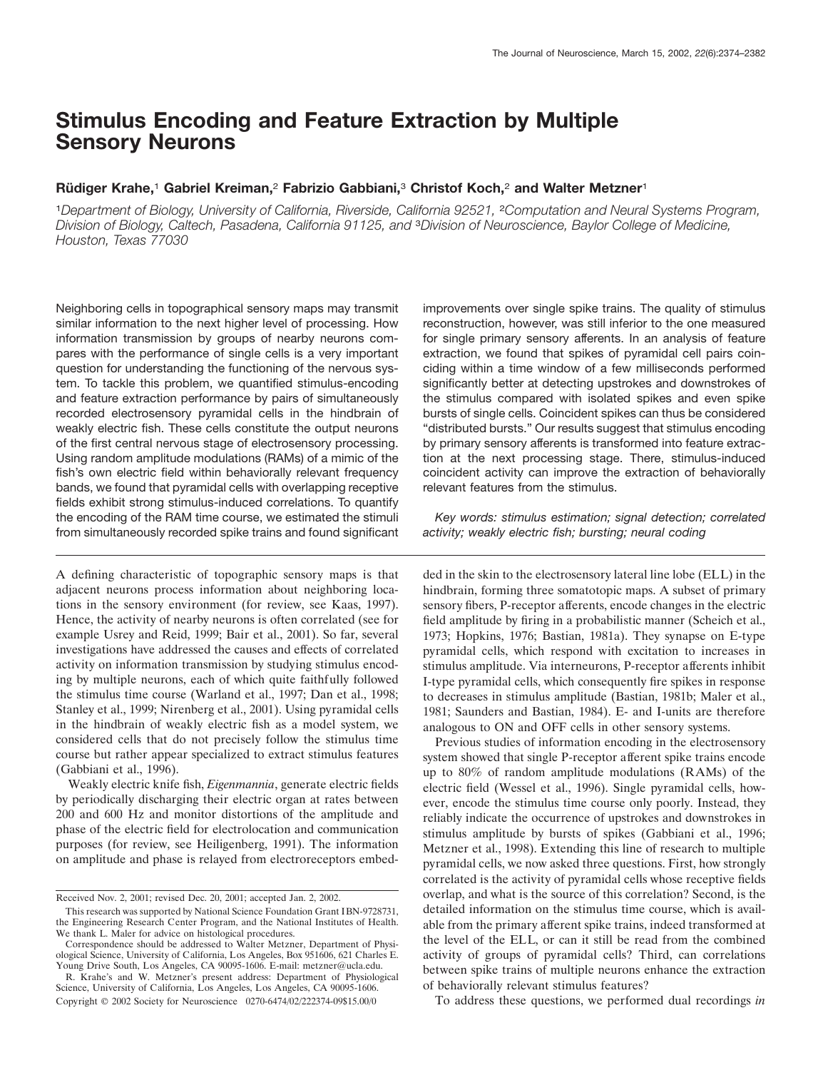# Stimulus Encoding and Feature Extraction by Multiple Sensory Neurons

**Rüdiger Krahe,[1] Gabriel Kreiman,[2] Fabrizio Gabbiani,[3] Christof Koch,[2] and Walter Metzner[1]**

[1]*Department of Biology, University of California, Riverside, California 92521,* [2]*Computation and Neural Systems Program, Division of Biology, Caltech, Pasadena, California 91125, and* [3]*Division of Neuroscience, Baylor College of Medicine, Houston, Texas 77030*

Neighboring cells in topographical sensory maps may transmit similar information to the next higher level of processing. How information transmission by groups of nearby neurons compares with the performance of single cells is a very important question for understanding the functioning of the nervous system. To tackle this problem, we quantified stimulus-encoding and feature extraction performance by pairs of simultaneously recorded electrosensory pyramidal cells in the hindbrain of weakly electric fish. These cells constitute the output neurons of the first central nervous stage of electrosensory processing. Using random amplitude modulations (RAMs) of a mimic of the fish's own electric field within behaviorally relevant frequency bands, we found that pyramidal cells with overlapping receptive fields exhibit strong stimulus-induced correlations. To quantify the encoding of the RAM time course, we estimated the stimuli from simultaneously recorded spike trains and found significant improvements over single spike trains. The quality of stimulus reconstruction, however, was still inferior to the one measured for single primary sensory afferents. In an analysis of feature extraction, we found that spikes of pyramidal cell pairs coinciding within a time window of a few milliseconds performed significantly better at detecting upstrokes and downstrokes of the stimulus compared with isolated spikes and even spike bursts of single cells. Coincident spikes can thus be considered "distributed bursts." Our results suggest that stimulus encoding by primary sensory afferents is transformed into feature extraction at the next processing stage. There, stimulus-induced coincident activity can improve the extraction of behaviorally relevant features from the stimulus.

*Key words: stimulus estimation; signal detection; correlated activity; weakly electric fish; bursting; neural coding*

A defining characteristic of topographic sensory maps is that adjacent neurons process information about neighboring locations in the sensory environment (for review, see Kaas, 1997). Hence, the activity of nearby neurons is often correlated (see for example Usrey and Reid, 1999; Bair et al., 2001). So far, several investigations have addressed the causes and effects of correlated activity on information transmission by studying stimulus encoding by multiple neurons, each of which quite faithfully followed the stimulus time course (Warland et al., 1997; Dan et al., 1998; Stanley et al., 1999; Nirenberg et al., 2001). Using pyramidal cells in the hindbrain of weakly electric fish as a model system, we considered cells that do not precisely follow the stimulus time course but rather appear specialized to extract stimulus features (Gabbiani et al., 1996).

Weakly electric knife fish, *Eigenmannia*, generate electric fields by periodically discharging their electric organ at rates between 200 and 600 Hz and monitor distortions of the amplitude and phase of the electric field for electrolocation and communication purposes (for review, see Heiligenberg, 1991). The information on amplitude and phase is relayed from electroreceptors embedded in the skin to the electrosensory lateral line lobe (ELL) in the hindbrain, forming three somatotopic maps. A subset of primary sensory fibers, P-receptor afferents, encode changes in the electric field amplitude by firing in a probabilistic manner (Scheich et al., 1973; Hopkins, 1976; Bastian, 1981a). They synapse on E-type pyramidal cells, which respond with excitation to increases in stimulus amplitude. Via interneurons, P-receptor afferents inhibit I-type pyramidal cells, which consequently fire spikes in response to decreases in stimulus amplitude (Bastian, 1981b; Maler et al., 1981; Saunders and Bastian, 1984). E- and I-units are therefore analogous to ON and OFF cells in other sensory systems.

Previous studies of information encoding in the electrosensory system showed that single P-receptor afferent spike trains encode up to 80% of random amplitude modulations (RAMs) of the electric field (Wessel et al., 1996). Single pyramidal cells, however, encode the stimulus time course only poorly. Instead, they reliably indicate the occurrence of upstrokes and downstrokes in stimulus amplitude by bursts of spikes (Gabbiani et al., 1996; Metzner et al., 1998). Extending this line of research to multiple pyramidal cells, we now asked three questions. First, how strongly correlated is the activity of pyramidal cells whose receptive fields overlap, and what is the source of this correlation? Second, is the detailed information on the stimulus time course, which is available from the primary afferent spike trains, indeed transformed at the level of the ELL, or can it still be read from the combined activity of groups of pyramidal cells? Third, can correlations between spike trains of multiple neurons enhance the extraction of behaviorally relevant stimulus features?

To address these questions, we performed dual recordings *in*

Received Nov. 2, 2001; revised Dec. 20, 2001; accepted Jan. 2, 2002.

This research was supported by National Science Foundation Grant IBN-9728731, the Engineering Research Center Program, and the National Institutes of Health. We thank L. Maler for advice on histological procedures.

Correspondence should be addressed to Walter Metzner, Department of Physiological Science, University of California, Los Angeles, Box 951606, 621 Charles E. Young Drive South, Los Angeles, CA 90095-1606. E-mail: metzner@ucla.edu.

R. Krahe's and W. Metzner's present address: Department of Physiological Science, University of California, Los Angeles, Los Angeles, CA 90095-1606.

Copyright © 2002 Society for Neuroscience 0270-6474/02/222374-09$15.00/0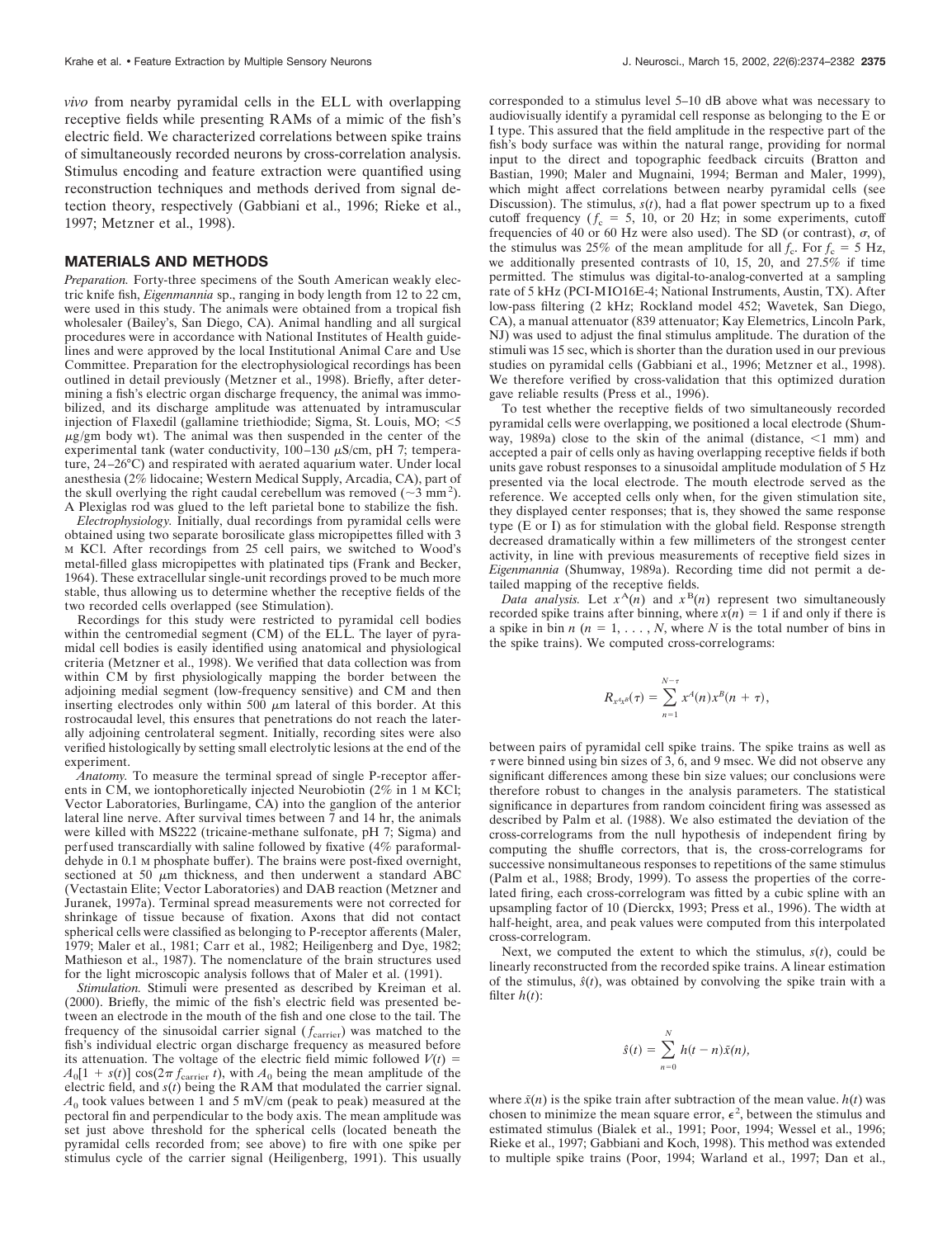*vivo* from nearby pyramidal cells in the ELL with overlapping receptive fields while presenting RAMs of a mimic of the fish's electric field. We characterized correlations between spike trains of simultaneously recorded neurons by cross-correlation analysis. Stimulus encoding and feature extraction were quantified using reconstruction techniques and methods derived from signal detection theory, respectively (Gabbiani et al., 1996; Rieke et al., 1997; Metzner et al., 1998).

## MATERIALS AND METHODS

*Preparation.* Forty-three specimens of the South American weakly electric knife fish, *Eigenmannia* sp., ranging in body length from 12 to 22 cm, were used in this study. The animals were obtained from a tropical fish wholesaler (Bailey's, San Diego, CA). Animal handling and all surgical procedures were in accordance with National Institutes of Health guidelines and were approved by the local Institutional Animal Care and Use Committee. Preparation for the electrophysiological recordings has been outlined in detail previously (Metzner et al., 1998). Briefly, after determining a fish's electric organ discharge frequency, the animal was immobilized, and its discharge amplitude was attenuated by intramuscular injection of Flaxedil (gallamine triethiodide; Sigma, St. Louis, MO; <5 μg/gm body wt). The animal was then suspended in the center of the experimental tank (water conductivity, 100–130 μS/cm, pH 7; temperature, 24–26°C) and respirated with aerated aquarium water. Under local anesthesia (2% lidocaine; Western Medical Supply, Arcadia, CA), part of the skull overlying the right caudal cerebellum was removed (~3 mm$^2$). A Plexiglas rod was glued to the left parietal bone to stabilize the fish.

*Electrophysiology.* Initially, dual recordings from pyramidal cells were obtained using two separate borosilicate glass micropipettes filled with 3 M KCl. After recordings from 25 cell pairs, we switched to Wood's metal-filled glass micropipettes with platinated tips (Frank and Becker, 1964). These extracellular single-unit recordings proved to be much more stable, thus allowing us to determine whether the receptive fields of the two recorded cells overlapped (see Stimulation).

Recordings for this study were restricted to pyramidal cell bodies within the centromedial segment (CM) of the ELL. The layer of pyramidal cell bodies is easily identified using anatomical and physiological criteria (Metzner et al., 1998). We verified that data collection was from within CM by first physiologically mapping the border between the adjoining medial segment (low-frequency sensitive) and CM and then inserting electrodes only within 500 μm lateral of this border. At this rostrocaudal level, this ensures that penetrations do not reach the laterally adjoining centrolateral segment. Initially, recording sites were also verified histologically by setting small electrolytic lesions at the end of the experiment.

*Anatomy.* To measure the terminal spread of single P-receptor afferents in CM, we iontophoretically injected Neurobiotin (2% in 1 M KCl; Vector Laboratories, Burlingame, CA) into the ganglion of the anterior lateral line nerve. After survival times between 7 and 14 hr, the animals were killed with MS222 (tricaine-methane sulfonate, pH 7; Sigma) and perfused transcardially with saline followed by fixative (4% paraformaldehyde in 0.1 M phosphate buffer). The brains were post-fixed overnight, sectioned at 50 μm thickness, and then underwent a standard ABC (Vectastain Elite; Vector Laboratories) and DAB reaction (Metzner and Juranek, 1997a). Terminal spread measurements were not corrected for shrinkage of tissue because of fixation. Axons that did not contact spherical cells were classified as belonging to P-receptor afferents (Maler, 1979; Maler et al., 1981; Carr et al., 1982; Heiligenberg and Dye, 1982; Mathieson et al., 1987). The nomenclature of the brain structures used for the light microscopic analysis follows that of Maler et al. (1991).

*Stimulation.* Stimuli were presented as described by Kreiman et al. (2000). Briefly, the mimic of the fish's electric field was presented between an electrode in the mouth of the fish and one close to the tail. The frequency of the sinusoidal carrier signal ($f_{\text{carrier}}$) was matched to the fish's individual electric organ discharge frequency as measured before its attenuation. The voltage of the electric field mimic followed $V(t) = A_0[1 + s(t)] \cos(2\pi f_{\text{carrier}}\, t)$, with $A_0$ being the mean amplitude of the electric field, and $s(t)$ being the RAM that modulated the carrier signal. $A_0$ took values between 1 and 5 mV/cm (peak to peak) measured at the pectoral fin and perpendicular to the body axis. The mean amplitude was set just above threshold for the spherical cells (located beneath the pyramidal cells recorded from; see above) to fire with one spike per stimulus cycle of the carrier signal (Heiligenberg, 1991). This usually corresponded to a stimulus level 5–10 dB above what was necessary to audiovisually identify a pyramidal cell response as belonging to the E or I type. This assured that the field amplitude in the respective part of the fish's body surface was within the natural range, providing for normal input to the direct and topographic feedback circuits (Bratton and Bastian, 1990; Maler and Mugnaini, 1994; Berman and Maler, 1999), which might affect correlations between nearby pyramidal cells (see Discussion). The stimulus, $s(t)$, had a flat power spectrum up to a fixed cutoff frequency ($f_c$ = 5, 10, or 20 Hz; in some experiments, cutoff frequencies of 40 or 60 Hz were also used). The SD (or contrast), $\sigma$, of the stimulus was 25% of the mean amplitude for all $f_c$. For $f_c$ = 5 Hz, we additionally presented contrasts of 10, 15, 20, and 27.5% if time permitted. The stimulus was digital-to-analog-converted at a sampling rate of 5 kHz (PCI-MIO16E-4; National Instruments, Austin, TX). After low-pass filtering (2 kHz; Rockland model 452; Wavetek, San Diego, CA), a manual attenuator (839 attenuator; Kay Elemetrics, Lincoln Park, NJ) was used to adjust the final stimulus amplitude. The duration of the stimuli was 15 sec, which is shorter than the duration used in our previous studies on pyramidal cells (Gabbiani et al., 1996; Metzner et al., 1998). We therefore verified by cross-validation that this optimized duration gave reliable results (Press et al., 1996).

To test whether the receptive fields of two simultaneously recorded pyramidal cells were overlapping, we positioned a local electrode (Shumway, 1989a) close to the skin of the animal (distance, <1 mm) and accepted a pair of cells only as having overlapping receptive fields if both units gave robust responses to a sinusoidal amplitude modulation of 5 Hz presented via the local electrode. The mouth electrode served as the reference. We accepted cells only when, for the given stimulation site, they displayed center responses; that is, they showed the same response type (E or I) as for stimulation with the global field. Response strength decreased dramatically within a few millimeters of the strongest center activity, in line with previous measurements of receptive field sizes in *Eigenmannia* (Shumway, 1989a). Recording time did not permit a detailed mapping of the receptive fields.

*Data analysis.* Let $x^A(n)$ and $x^B(n)$ represent two simultaneously recorded spike trains after binning, where $x(n) = 1$ if and only if there is a spike in bin $n$ ($n = 1, \ldots, N$, where $N$ is the total number of bins in the spike trains). We computed cross-correlograms:

$$R_{x^A x^B}(\tau) = \sum_{n=1}^{N-\tau} x^A(n)\, x^B(n + \tau),$$

between pairs of pyramidal cell spike trains. The spike trains as well as $\tau$ were binned using bin sizes of 3, 6, and 9 msec. We did not observe any significant differences among these bin size values; our conclusions were therefore robust to changes in the analysis parameters. The statistical significance in departures from random coincident firing was assessed as described by Palm et al. (1988). We also estimated the deviation of the cross-correlograms from the null hypothesis of independent firing by computing the shuffle correctors, that is, the cross-correlograms for successive nonsimultaneous responses to repetitions of the same stimulus (Palm et al., 1988; Brody, 1999). To assess the properties of the correlated firing, each cross-correlogram was fitted by a cubic spline with an upsampling factor of 10 (Dierckx, 1993; Press et al., 1996). The width at half-height, area, and peak values were computed from this interpolated cross-correlogram.

Next, we computed the extent to which the stimulus, $s(t)$, could be linearly reconstructed from the recorded spike trains. A linear estimation of the stimulus, $\hat{s}(t)$, was obtained by convolving the spike train with a filter $h(t)$:

$$\hat{s}(t) = \sum_{n=0}^{N} h(t - n)\, \tilde{x}(n),$$

where $\tilde{x}(n)$ is the spike train after subtraction of the mean value. $h(t)$ was chosen to minimize the mean square error, $\epsilon^2$, between the stimulus and estimated stimulus (Bialek et al., 1991; Poor, 1994; Wessel et al., 1996; Rieke et al., 1997; Gabbiani and Koch, 1998). This method was extended to multiple spike trains (Poor, 1994; Warland et al., 1997; Dan et al.,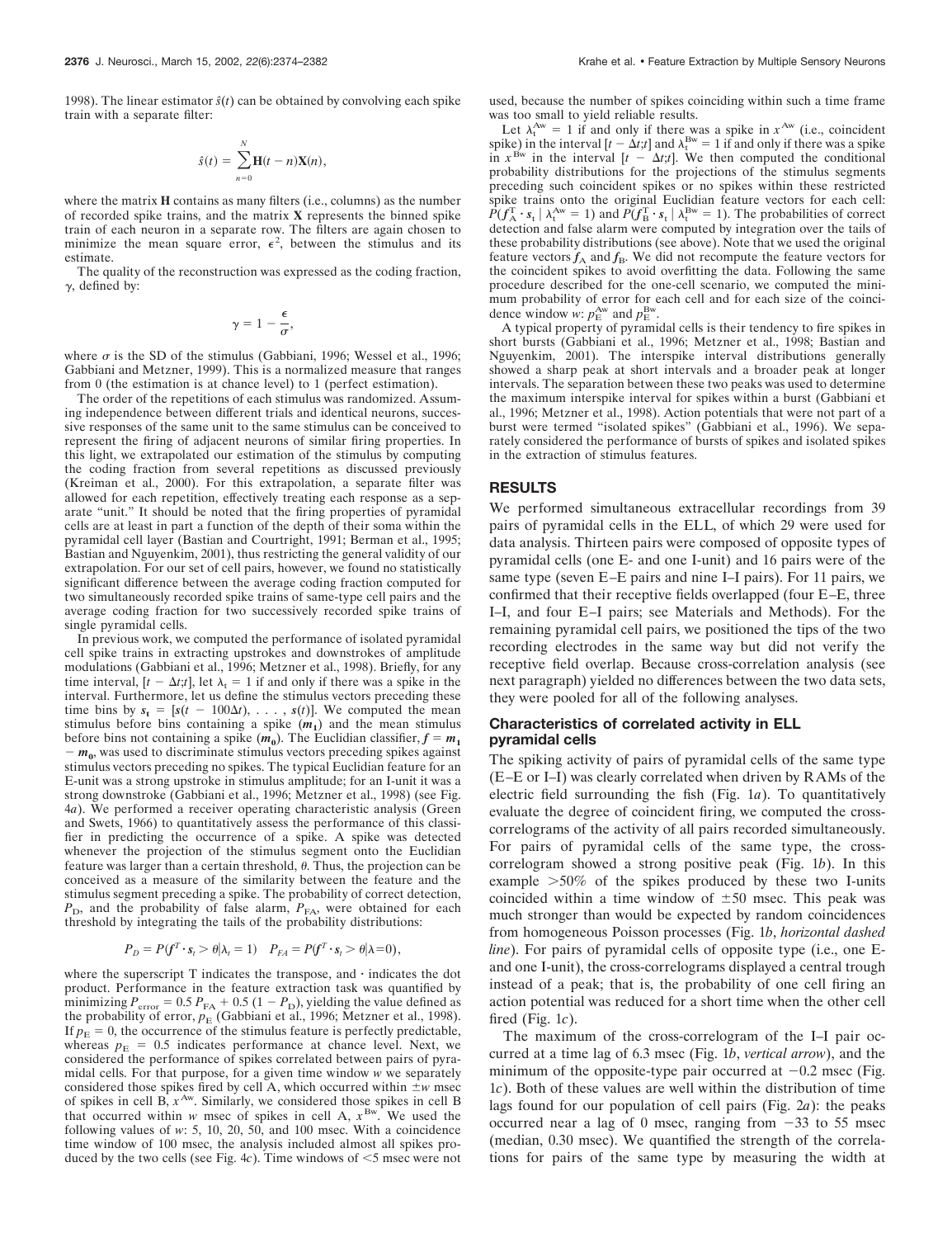1998). The linear estimator $\hat{s}(t)$ can be obtained by convolving each spike train with a separate filter:

$$\hat{s}(t) = \sum_{n=0}^{N} \mathbf{H}(t - n)\mathbf{X}(n),$$

where the matrix **H** contains as many filters (i.e., columns) as the number of recorded spike trains, and the matrix **X** represents the binned spike train of each neuron in a separate row. The filters are again chosen to minimize the mean square error, $\epsilon^2$, between the stimulus and its estimate.

The quality of the reconstruction was expressed as the coding fraction, $\gamma$, defined by:

$$\gamma = 1 - \frac{\epsilon}{\sigma},$$

where $\sigma$ is the SD of the stimulus (Gabbiani, 1996; Wessel et al., 1996; Gabbiani and Metzner, 1999). This is a normalized measure that ranges from 0 (the estimation is at chance level) to 1 (perfect estimation).

The order of the repetitions of each stimulus was randomized. Assuming independence between different trials and identical neurons, successive responses of the same unit to the same stimulus can be conceived to represent the firing of adjacent neurons of similar firing properties. In this light, we extrapolated our estimation of the stimulus by computing the coding fraction from several repetitions as discussed previously (Kreiman et al., 2000). For this extrapolation, a separate filter was allowed for each repetition, effectively treating each response as a separate "unit." It should be noted that the firing properties of pyramidal cells are at least in part a function of the depth of their soma within the pyramidal cell layer (Bastian and Courtright, 1991; Berman et al., 1995; Bastian and Nguyenkim, 2001), thus restricting the general validity of our extrapolation. For our set of cell pairs, however, we found no statistically significant difference between the average coding fraction computed for two simultaneously recorded spike trains of same-type cell pairs and the average coding fraction for two successively recorded spike trains of single pyramidal cells.

In previous work, we computed the performance of isolated pyramidal cell spike trains in extracting upstrokes and downstrokes of amplitude modulations (Gabbiani et al., 1996; Metzner et al., 1998). Briefly, for any time interval, $[t - \Delta t;t]$, let $\lambda_t = 1$ if and only if there was a spike in the interval. Furthermore, let us define the stimulus vectors preceding these time bins by $\boldsymbol{s}_t = [s(t - 100\Delta t), \ldots, s(t)]$. We computed the mean stimulus before bins containing a spike ($\boldsymbol{m}_1$) and the mean stimulus before bins not containing a spike ($\boldsymbol{m}_0$). The Euclidian classifier, $\boldsymbol{f} = \boldsymbol{m}_1 - \boldsymbol{m}_0$, was used to discriminate stimulus vectors preceding spikes against stimulus vectors preceding no spikes. The typical Euclidian feature for an E-unit was a strong upstroke in stimulus amplitude; for an I-unit it was a strong downstroke (Gabbiani et al., 1996; Metzner et al., 1998) (see Fig. 4*a*). We performed a receiver operating characteristic analysis (Green and Swets, 1966) to quantitatively assess the performance of this classifier in predicting the occurrence of a spike. A spike was detected whenever the projection of the stimulus segment onto the Euclidian feature was larger than a certain threshold, $\theta$. Thus, the projection can be conceived as a measure of the similarity between the feature and the stimulus segment preceding a spike. The probability of correct detection, $P_D$, and the probability of false alarm, $P_{FA}$, were obtained for each threshold by integrating the tails of the probability distributions:

$$P_D = P(f^T \cdot s_t > \theta | \lambda_t = 1) \quad P_{FA} = P(f^T \cdot s_t > \theta | \lambda = 0),$$

where the superscript T indicates the transpose, and $\cdot$ indicates the dot product. Performance in the feature extraction task was quantified by minimizing $P_{error} = 0.5\, P_{FA} + 0.5\,(1 - P_D)$, yielding the value defined as the probability of error, $p_E$ (Gabbiani et al., 1996; Metzner et al., 1998). If $p_E = 0$, the occurrence of the stimulus feature is perfectly predictable, whereas $p_E = 0.5$ indicates performance at chance level. Next, we considered the performance of spikes correlated between pairs of pyramidal cells. For that purpose, for a given time window $w$ we separately considered those spikes fired by cell A, which occurred within $\pm w$ msec of spikes in cell B, $x^{Aw}$. Similarly, we considered those spikes in cell B that occurred within $w$ msec of spikes in cell A, $x^{Bw}$. We used the following values of $w$: 5, 10, 20, 50, and 100 msec. With a coincidence time window of 100 msec, the analysis included almost all spikes produced by the two cells (see Fig. 4*c*). Time windows of <5 msec were not used, because the number of spikes coinciding within such a time frame was too small to yield reliable results.

Let $\lambda_t^{Aw} = 1$ if and only if there was a spike in $x^{Aw}$ (i.e., coincident spike) in the interval $[t - \Delta t;t]$ and $\lambda_t^{Bw} = 1$ if and only if there was a spike in $x^{Bw}$ in the interval $[t - \Delta t;t]$. We then computed the conditional probability distributions for the projections of the stimulus segments preceding such coincident spikes or no spikes within these restricted spike trains onto the original Euclidian feature vectors for each cell: $P(f_A^T \cdot s_t \mid \lambda_t^{Aw} = 1)$ and $P(f_B^T \cdot s_t \mid \lambda_t^{Bw} = 1)$. The probabilities of correct detection and false alarm were computed by integration over the tails of these probability distributions (see above). Note that we used the original feature vectors $f_A$ and $f_B$. We did not recompute the feature vectors for the coincident spikes to avoid overfitting the data. Following the same procedure described for the one-cell scenario, we computed the minimum probability of error for each cell and for each size of the coincidence window $w$: $p_E^{Aw}$ and $p_E^{Bw}$.

A typical property of pyramidal cells is their tendency to fire spikes in short bursts (Gabbiani et al., 1996; Metzner et al., 1998; Bastian and Nguyenkim, 2001). The interspike interval distributions generally showed a sharp peak at short intervals and a broader peak at longer intervals. The separation between these two peaks was used to determine the maximum interspike interval for spikes within a burst (Gabbiani et al., 1996; Metzner et al., 1998). Action potentials that were not part of a burst were termed "isolated spikes" (Gabbiani et al., 1996). We separately considered the performance of bursts of spikes and isolated spikes in the extraction of stimulus features.

## RESULTS

We performed simultaneous extracellular recordings from 39 pairs of pyramidal cells in the ELL, of which 29 were used for data analysis. Thirteen pairs were composed of opposite types of pyramidal cells (one E- and one I-unit) and 16 pairs were of the same type (seven E–E pairs and nine I–I pairs). For 11 pairs, we confirmed that their receptive fields overlapped (four E–E, three I–I, and four E–I pairs; see Materials and Methods). For the remaining pyramidal cell pairs, we positioned the tips of the two recording electrodes in the same way but did not verify the receptive field overlap. Because cross-correlation analysis (see next paragraph) yielded no differences between the two data sets, they were pooled for all of the following analyses.

### Characteristics of correlated activity in ELL pyramidal cells

The spiking activity of pairs of pyramidal cells of the same type (E–E or I–I) was clearly correlated when driven by RAMs of the electric field surrounding the fish (Fig. 1*a*). To quantitatively evaluate the degree of coincident firing, we computed the cross-correlograms of the activity of all pairs recorded simultaneously. For pairs of pyramidal cells of the same type, the cross-correlogram showed a strong positive peak (Fig. 1*b*). In this example >50% of the spikes produced by these two I-units coincided within a time window of ±50 msec. This peak was much stronger than would be expected by random coincidences from homogeneous Poisson processes (Fig. 1*b*, *horizontal dashed line*). For pairs of pyramidal cells of opposite type (i.e., one E- and one I-unit), the cross-correlograms displayed a central trough instead of a peak; that is, the probability of one cell firing an action potential was reduced for a short time when the other cell fired (Fig. 1*c*).

The maximum of the cross-correlogram of the I–I pair occurred at a time lag of 6.3 msec (Fig. 1*b*, *vertical arrow*), and the minimum of the opposite-type pair occurred at −0.2 msec (Fig. 1*c*). Both of these values are well within the distribution of time lags found for our population of cell pairs (Fig. 2*a*): the peaks occurred near a lag of 0 msec, ranging from −33 to 55 msec (median, 0.30 msec). We quantified the strength of the correlations for pairs of the same type by measuring the width at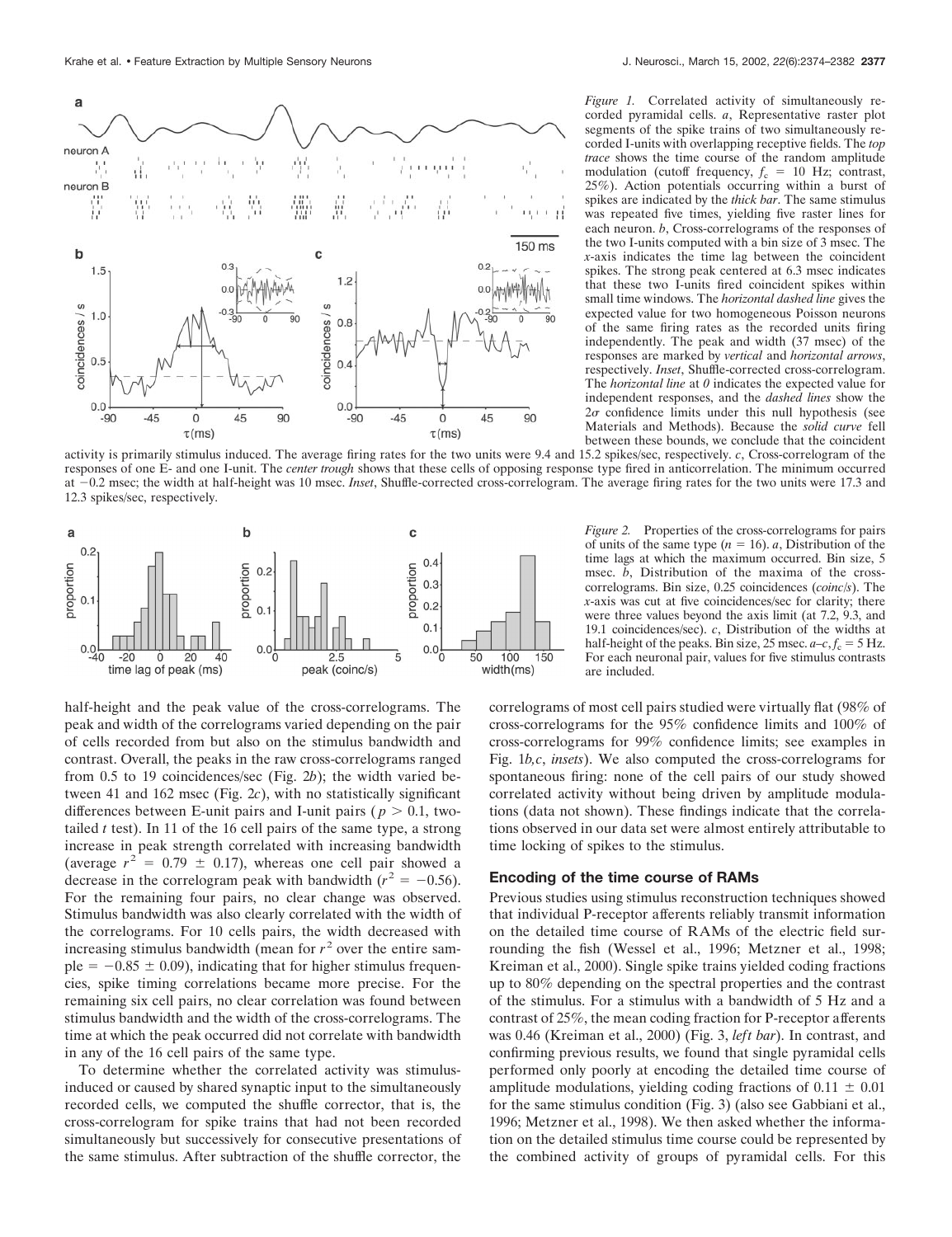*Figure 1.* Correlated activity of simultaneously recorded pyramidal cells. *a*, Representative raster plot segments of the spike trains of two simultaneously recorded I-units with overlapping receptive fields. The *top trace* shows the time course of the random amplitude modulation (cutoff frequency, $f_c$ = 10 Hz; contrast, 25%). Action potentials occurring within a burst of spikes are indicated by the *thick bar*. The same stimulus was repeated five times, yielding five raster lines for each neuron. *b*, Cross-correlograms of the responses of the two I-units computed with a bin size of 3 msec. The *x*-axis indicates the time lag between the coincident spikes. The strong peak centered at 6.3 msec indicates that these two I-units fired coincident spikes within small time windows. The *horizontal dashed line* gives the expected value for two homogeneous Poisson neurons of the same firing rates as the recorded units firing independently. The peak and width (37 msec) of the responses are marked by *vertical* and *horizontal arrows*, respectively. *Inset*, Shuffle-corrected cross-correlogram. The *horizontal line* at *0* indicates the expected value for independent responses, and the *dashed lines* show the $2\sigma$ confidence limits under this null hypothesis (see Materials and Methods). Because the *solid curve* fell between these bounds, we conclude that the coincident activity is primarily stimulus induced. The average firing rates for the two units were 9.4 and 15.2 spikes/sec, respectively. *c*, Cross-correlogram of the responses of one E- and one I-unit. The *center trough* shows that these cells of opposing response type fired in anticorrelation. The minimum occurred at −0.2 msec; the width at half-height was 10 msec. *Inset*, Shuffle-corrected cross-correlogram. The average firing rates for the two units were 17.3 and 12.3 spikes/sec, respectively.

*Figure 2.* Properties of the cross-correlograms for pairs of units of the same type ($n$ = 16). *a*, Distribution of the time lags at which the maximum occurred. Bin size, 5 msec. *b*, Distribution of the maxima of the cross-correlograms. Bin size, 0.25 coincidences (*coinc/s*). The *x*-axis was cut at five coincidences/sec for clarity; there were three values beyond the axis limit (at 7.2, 9.3, and 19.1 coincidences/sec). *c*, Distribution of the widths at half-height of the peaks. Bin size, 25 msec. *a–c*, $f_c$ = 5 Hz. For each neuronal pair, values for five stimulus contrasts are included.

half-height and the peak value of the cross-correlograms. The peak and width of the correlograms varied depending on the pair of cells recorded from but also on the stimulus bandwidth and contrast. Overall, the peaks in the raw cross-correlograms ranged from 0.5 to 19 coincidences/sec (Fig. 2*b*); the width varied between 41 and 162 msec (Fig. 2*c*), with no statistically significant differences between E-unit pairs and I-unit pairs ($p > 0.1$, two-tailed *t* test). In 11 of the 16 cell pairs of the same type, a strong increase in peak strength correlated with increasing bandwidth (average $r^2 = 0.79 \pm 0.17$), whereas one cell pair showed a decrease in the correlogram peak with bandwidth ($r^2 = -0.56$). For the remaining four pairs, no clear change was observed. Stimulus bandwidth was also clearly correlated with the width of the correlograms. For 10 cells pairs, the width decreased with increasing stimulus bandwidth (mean for $r^2$ over the entire sample $= -0.85 \pm 0.09$), indicating that for higher stimulus frequencies, spike timing correlations became more precise. For the remaining six cell pairs, no clear correlation was found between stimulus bandwidth and the width of the cross-correlograms. The time at which the peak occurred did not correlate with bandwidth in any of the 16 cell pairs of the same type.

To determine whether the correlated activity was stimulus-induced or caused by shared synaptic input to the simultaneously recorded cells, we computed the shuffle corrector, that is, the cross-correlogram for spike trains that had not been recorded simultaneously but successively for consecutive presentations of the same stimulus. After subtraction of the shuffle corrector, the correlograms of most cell pairs studied were virtually flat (98% of cross-correlograms for the 95% confidence limits and 100% of cross-correlograms for 99% confidence limits; see examples in Fig. 1*b,c*, *insets*). We also computed the cross-correlograms for spontaneous firing: none of the cell pairs of our study showed correlated activity without being driven by amplitude modulations (data not shown). These findings indicate that the correlations observed in our data set were almost entirely attributable to time locking of spikes to the stimulus.

### Encoding of the time course of RAMs

Previous studies using stimulus reconstruction techniques showed that individual P-receptor afferents reliably transmit information on the detailed time course of RAMs of the electric field surrounding the fish (Wessel et al., 1996; Metzner et al., 1998; Kreiman et al., 2000). Single spike trains yielded coding fractions up to 80% depending on the spectral properties and the contrast of the stimulus. For a stimulus with a bandwidth of 5 Hz and a contrast of 25%, the mean coding fraction for P-receptor afferents was 0.46 (Kreiman et al., 2000) (Fig. 3, *left bar*). In contrast, and confirming previous results, we found that single pyramidal cells performed only poorly at encoding the detailed time course of amplitude modulations, yielding coding fractions of 0.11 ± 0.01 for the same stimulus condition (Fig. 3) (also see Gabbiani et al., 1996; Metzner et al., 1998). We then asked whether the information on the detailed stimulus time course could be represented by the combined activity of groups of pyramidal cells. For this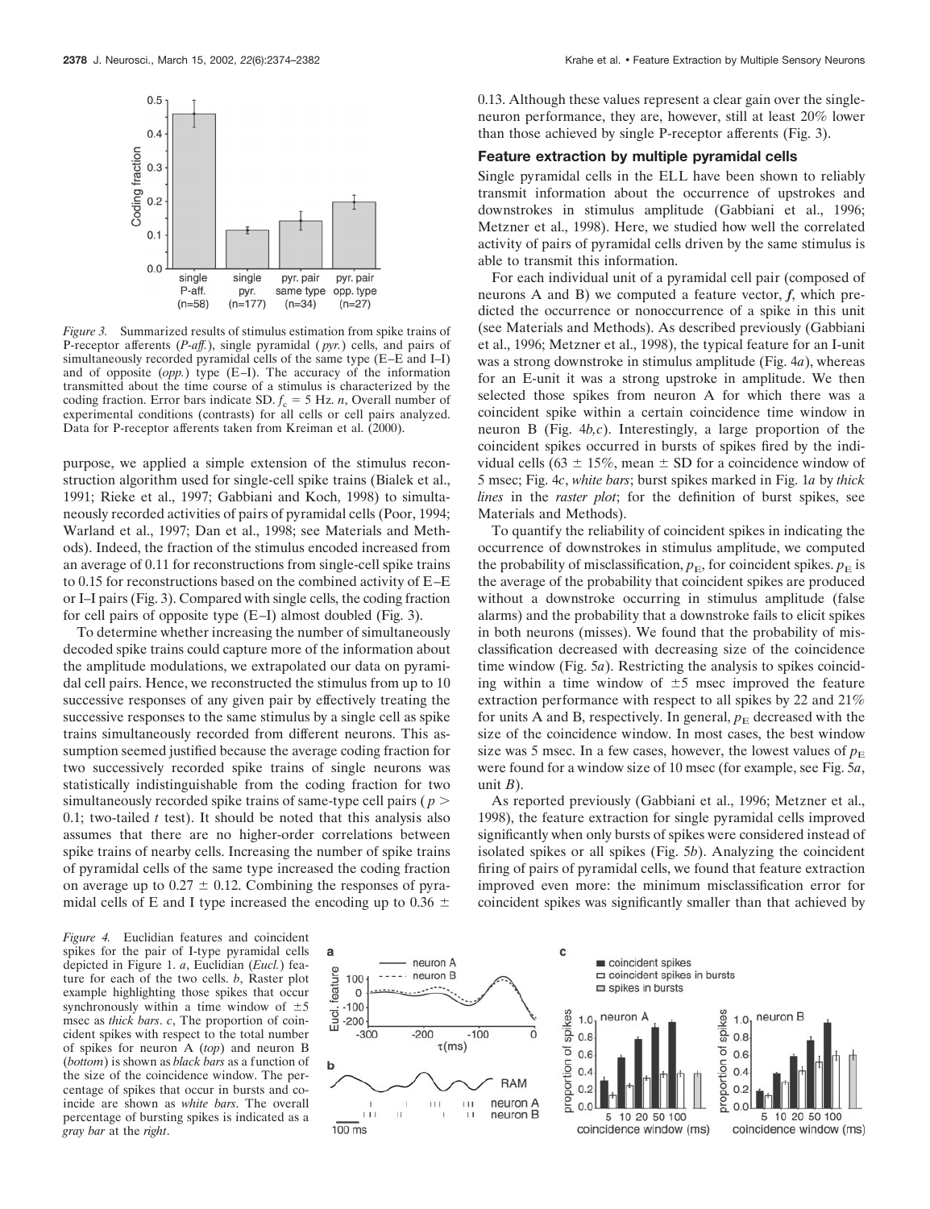*Figure 3.* Summarized results of stimulus estimation from spike trains of P-receptor afferents (*P-aff.*), single pyramidal (*pyr.*) cells, and pairs of simultaneously recorded pyramidal cells of the same type (E–E and I–I) and of opposite (*opp.*) type (E–I). The accuracy of the information transmitted about the time course of a stimulus is characterized by the coding fraction. Error bars indicate SD. $f_c = 5$ Hz. *n*, Overall number of experimental conditions (contrasts) for all cells or cell pairs analyzed. Data for P-receptor afferents taken from Kreiman et al. (2000).

purpose, we applied a simple extension of the stimulus reconstruction algorithm used for single-cell spike trains (Bialek et al., 1991; Rieke et al., 1997; Gabbiani and Koch, 1998) to simultaneously recorded activities of pairs of pyramidal cells (Poor, 1994; Warland et al., 1997; Dan et al., 1998; see Materials and Methods). Indeed, the fraction of the stimulus encoded increased from an average of 0.11 for reconstructions from single-cell spike trains to 0.15 for reconstructions based on the combined activity of E–E or I–I pairs (Fig. 3). Compared with single cells, the coding fraction for cell pairs of opposite type (E–I) almost doubled (Fig. 3).

To determine whether increasing the number of simultaneously decoded spike trains could capture more of the information about the amplitude modulations, we extrapolated our data on pyramidal cell pairs. Hence, we reconstructed the stimulus from up to 10 successive responses of any given pair by effectively treating the successive responses to the same stimulus by a single cell as spike trains simultaneously recorded from different neurons. This assumption seemed justified because the average coding fraction for two successively recorded spike trains of single neurons was statistically indistinguishable from the coding fraction for two simultaneously recorded spike trains of same-type cell pairs ($p > 0.1$; two-tailed *t* test). It should be noted that this analysis also assumes that there are no higher-order correlations between spike trains of nearby cells. Increasing the number of spike trains of pyramidal cells of the same type increased the coding fraction on average up to $0.27 \pm 0.12$. Combining the responses of pyramidal cells of E and I type increased the encoding up to $0.36 \pm 0.13$. Although these values represent a clear gain over the single-neuron performance, they are, however, still at least 20% lower than those achieved by single P-receptor afferents (Fig. 3).

### Feature extraction by multiple pyramidal cells

Single pyramidal cells in the ELL have been shown to reliably transmit information about the occurrence of upstrokes and downstrokes in stimulus amplitude (Gabbiani et al., 1996; Metzner et al., 1998). Here, we studied how well the correlated activity of pairs of pyramidal cells driven by the same stimulus is able to transmit this information.

For each individual unit of a pyramidal cell pair (composed of neurons A and B) we computed a feature vector, ***f***, which predicted the occurrence or nonoccurrence of a spike in this unit (see Materials and Methods). As described previously (Gabbiani et al., 1996; Metzner et al., 1998), the typical feature for an I-unit was a strong downstroke in stimulus amplitude (Fig. 4*a*), whereas for an E-unit it was a strong upstroke in amplitude. We then selected those spikes from neuron A for which there was a coincident spike within a certain coincidence time window in neuron B (Fig. 4*b,c*). Interestingly, a large proportion of the coincident spikes occurred in bursts of spikes fired by the individual cells ($63 \pm 15\%$, mean ± SD for a coincidence window of 5 msec; Fig. 4*c*, *white bars*; burst spikes marked in Fig. 1*a* by *thick lines* in the *raster plot*; for the definition of burst spikes, see Materials and Methods).

To quantify the reliability of coincident spikes in indicating the occurrence of downstrokes in stimulus amplitude, we computed the probability of misclassification, $p_E$, for coincident spikes. $p_E$ is the average of the probability that coincident spikes are produced without a downstroke occurring in stimulus amplitude (false alarms) and the probability that a downstroke fails to elicit spikes in both neurons (misses). We found that the probability of misclassification decreased with decreasing size of the coincidence time window (Fig. 5*a*). Restricting the analysis to spikes coinciding within a time window of ±5 msec improved the feature extraction performance with respect to all spikes by 22 and 21% for units A and B, respectively. In general, $p_E$ decreased with the size of the coincidence window. In most cases, the best window size was 5 msec. In a few cases, however, the lowest values of $p_E$ were found for a window size of 10 msec (for example, see Fig. 5*a*, unit *B*).

As reported previously (Gabbiani et al., 1996; Metzner et al., 1998), the feature extraction for single pyramidal cells improved significantly when only bursts of spikes were considered instead of isolated spikes or all spikes (Fig. 5*b*). Analyzing the coincident firing of pairs of pyramidal cells, we found that feature extraction improved even more: the minimum misclassification error for coincident spikes was significantly smaller than that achieved by

*Figure 4.* Euclidian features and coincident spikes for the pair of I-type pyramidal cells depicted in Figure 1. *a*, Euclidian (*Eucl.*) feature for each of the two cells. *b*, Raster plot example highlighting those spikes that occur synchronously within a time window of ±5 msec as *thick bars*. *c*, The proportion of coincident spikes with respect to the total number of spikes for neuron A (*top*) and neuron B (*bottom*) is shown as *black bars* as a function of the size of the coincidence window. The percentage of spikes that occur in bursts and coincide are shown as *white bars*. The overall percentage of bursting spikes is indicated as a *gray bar* at the *right*.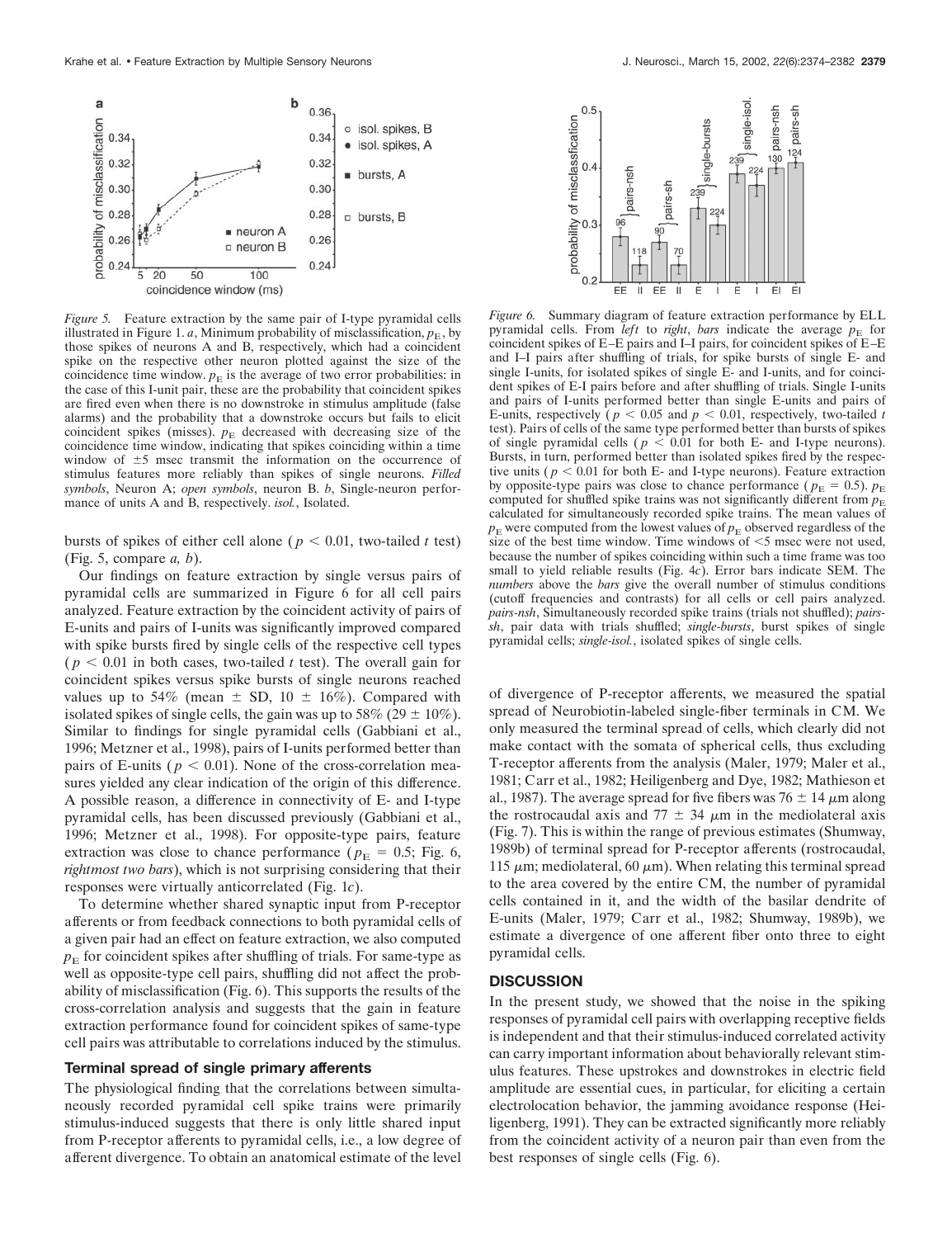*Figure 5.* Feature extraction by the same pair of I-type pyramidal cells illustrated in Figure 1. *a*, Minimum probability of misclassification, $p_E$, by those spikes of neurons A and B, respectively, which had a coincident spike on the respective other neuron plotted against the size of the coincidence time window. $p_E$ is the average of two error probabilities: in the case of this I-unit pair, these are the probability that coincident spikes are fired even when there is no downstroke in stimulus amplitude (false alarms) and the probability that a downstroke occurs but fails to elicit coincident spikes (misses). $p_E$ decreased with decreasing size of the coincidence time window, indicating that spikes coinciding within a time window of ±5 msec transmit the information on the occurrence of stimulus features more reliably than spikes of single neurons. *Filled symbols*, Neuron A; *open symbols*, neuron B. *b*, Single-neuron performance of units A and B, respectively. *isol.*, Isolated.

bursts of spikes of either cell alone ($p < 0.01$, two-tailed $t$ test) (Fig. 5, compare *a, b*).

Our findings on feature extraction by single versus pairs of pyramidal cells are summarized in Figure 6 for all cell pairs analyzed. Feature extraction by the coincident activity of pairs of E-units and pairs of I-units was significantly improved compared with spike bursts fired by single cells of the respective cell types ($p < 0.01$ in both cases, two-tailed $t$ test). The overall gain for coincident spikes versus spike bursts of single neurons reached values up to 54% (mean ± SD, 10 ± 16%). Compared with isolated spikes of single cells, the gain was up to 58% (29 ± 10%). Similar to findings for single pyramidal cells (Gabbiani et al., 1996; Metzner et al., 1998), pairs of I-units performed better than pairs of E-units ($p < 0.01$). None of the cross-correlation measures yielded any clear indication of the origin of this difference. A possible reason, a difference in connectivity of E- and I-type pyramidal cells, has been discussed previously (Gabbiani et al., 1996; Metzner et al., 1998). For opposite-type pairs, feature extraction was close to chance performance ($p_E = 0.5$; Fig. 6, *rightmost two bars*), which is not surprising considering that their responses were virtually anticorrelated (Fig. 1*c*).

To determine whether shared synaptic input from P-receptor afferents or from feedback connections to both pyramidal cells of a given pair had an effect on feature extraction, we also computed $p_E$ for coincident spikes after shuffling of trials. For same-type as well as opposite-type cell pairs, shuffling did not affect the probability of misclassification (Fig. 6). This supports the results of the cross-correlation analysis and suggests that the gain in feature extraction performance found for coincident spikes of same-type cell pairs was attributable to correlations induced by the stimulus.

### Terminal spread of single primary afferents

The physiological finding that the correlations between simultaneously recorded pyramidal cell spike trains were primarily stimulus-induced suggests that there is only little shared input from P-receptor afferents to pyramidal cells, i.e., a low degree of afferent divergence. To obtain an anatomical estimate of the level

*Figure 6.* Summary diagram of feature extraction performance by ELL pyramidal cells. From *left* to *right*, *bars* indicate the average $p_E$ for coincident spikes of E–E pairs and I–I pairs, for coincident spikes of E–E and I–I pairs after shuffling of trials, for spike bursts of single E- and single I-units, for isolated spikes of single E- and I-units, and for coincident spikes of E-I pairs before and after shuffling of trials. Single I-units and pairs of I-units performed better than single E-units and pairs of E-units, respectively ($p < 0.05$ and $p < 0.01$, respectively, two-tailed $t$ test). Pairs of cells of the same type performed better than bursts of spikes of single pyramidal cells ($p < 0.01$ for both E- and I-type neurons). Bursts, in turn, performed better than isolated spikes fired by the respective units ($p < 0.01$ for both E- and I-type neurons). Feature extraction by opposite-type pairs was close to chance performance ($p_E = 0.5$). $p_E$ computed for shuffled spike trains was not significantly different from $p_E$ calculated for simultaneously recorded spike trains. The mean values of $p_E$ were computed from the lowest values of $p_E$ observed regardless of the size of the best time window. Time windows of <5 msec were not used, because the number of spikes coinciding within such a time frame was too small to yield reliable results (Fig. 4*c*). Error bars indicate SEM. The *numbers* above the *bars* give the overall number of stimulus conditions (cutoff frequencies and contrasts) for all cells or cell pairs analyzed. *pairs-nsh*, Simultaneously recorded spike trains (trials not shuffled); *pairs-sh*, pair data with trials shuffled; *single-bursts*, burst spikes of single pyramidal cells; *single-isol.*, isolated spikes of single cells.

of divergence of P-receptor afferents, we measured the spatial spread of Neurobiotin-labeled single-fiber terminals in CM. We only measured the terminal spread of cells, which clearly did not make contact with the somata of spherical cells, thus excluding T-receptor afferents from the analysis (Maler, 1979; Maler et al., 1981; Carr et al., 1982; Heiligenberg and Dye, 1982; Mathieson et al., 1987). The average spread for five fibers was 76 ± 14 μm along the rostrocaudal axis and 77 ± 34 μm in the mediolateral axis (Fig. 7). This is within the range of previous estimates (Shumway, 1989b) of terminal spread for P-receptor afferents (rostrocaudal, 115 μm; mediolateral, 60 μm). When relating this terminal spread to the area covered by the entire CM, the number of pyramidal cells contained in it, and the width of the basilar dendrite of E-units (Maler, 1979; Carr et al., 1982; Shumway, 1989b), we estimate a divergence of one afferent fiber onto three to eight pyramidal cells.

## DISCUSSION

In the present study, we showed that the noise in the spiking responses of pyramidal cell pairs with overlapping receptive fields is independent and that their stimulus-induced correlated activity can carry important information about behaviorally relevant stimulus features. These upstrokes and downstrokes in electric field amplitude are essential cues, in particular, for eliciting a certain electrolocation behavior, the jamming avoidance response (Heiligenberg, 1991). They can be extracted significantly more reliably from the coincident activity of a neuron pair than even from the best responses of single cells (Fig. 6).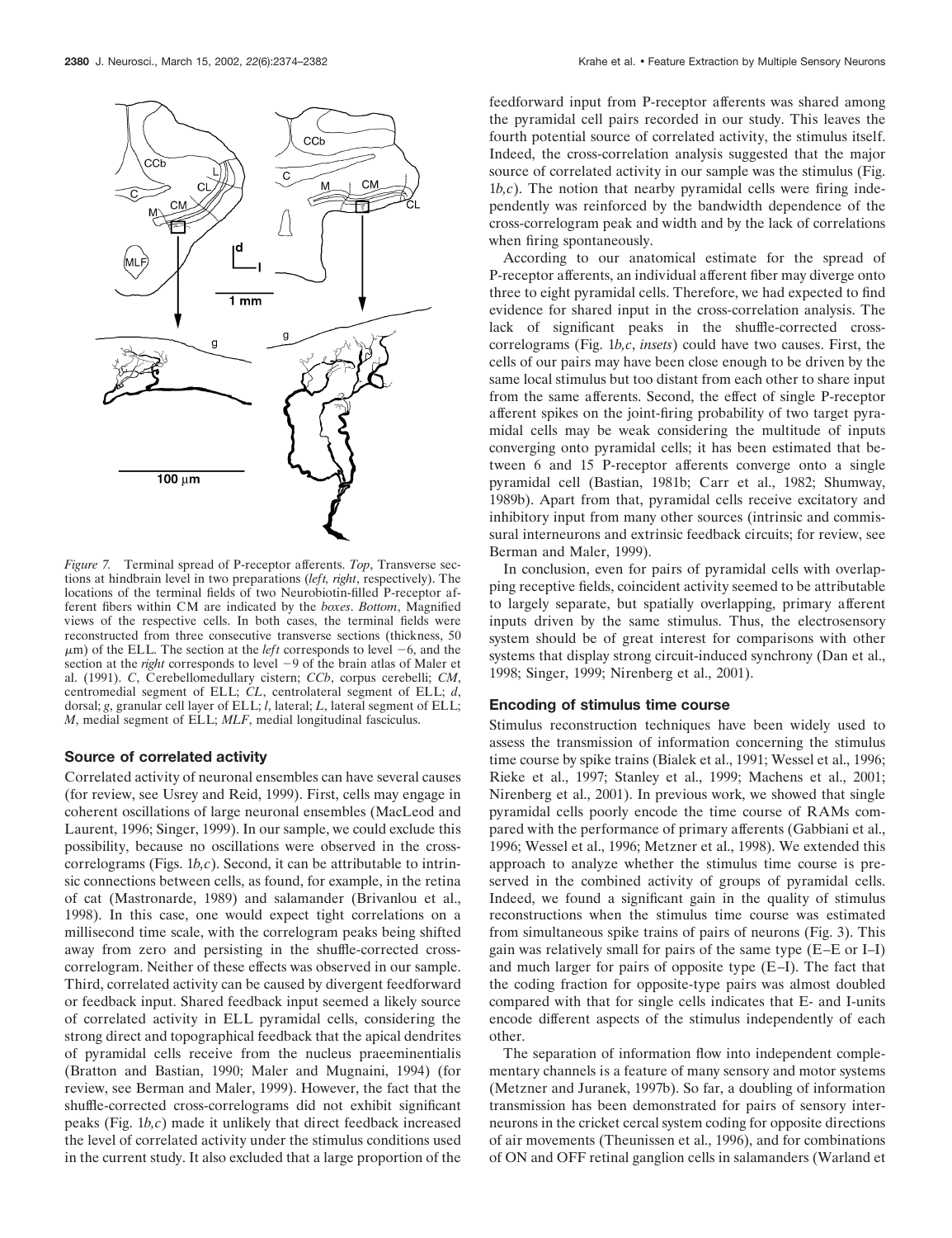*Figure 7.* Terminal spread of P-receptor afferents. *Top*, Transverse sections at hindbrain level in two preparations (*left, right*, respectively). The locations of the terminal fields of two Neurobiotin-filled P-receptor afferent fibers within CM are indicated by the *boxes*. *Bottom*, Magnified views of the respective cells. In both cases, the terminal fields were reconstructed from three consecutive transverse sections (thickness, 50 $\mu$m) of the ELL. The section at the *left* corresponds to level −6, and the section at the *right* corresponds to level −9 of the brain atlas of Maler et al. (1991). *C*, Cerebellomedullary cistern; *CCb*, corpus cerebelli; *CM*, centromedial segment of ELL; *CL*, centrolateral segment of ELL; *d*, dorsal; *g*, granular cell layer of ELL; *l*, lateral; *L*, lateral segment of ELL; *M*, medial segment of ELL; *MLF*, medial longitudinal fasciculus.

### Source of correlated activity

Correlated activity of neuronal ensembles can have several causes (for review, see Usrey and Reid, 1999). First, cells may engage in coherent oscillations of large neuronal ensembles (MacLeod and Laurent, 1996; Singer, 1999). In our sample, we could exclude this possibility, because no oscillations were observed in the cross-correlograms (Figs. 1*b,c*). Second, it can be attributable to intrinsic connections between cells, as found, for example, in the retina of cat (Mastronarde, 1989) and salamander (Brivanlou et al., 1998). In this case, one would expect tight correlations on a millisecond time scale, with the correlogram peaks being shifted away from zero and persisting in the shuffle-corrected cross-correlogram. Neither of these effects was observed in our sample. Third, correlated activity can be caused by divergent feedforward or feedback input. Shared feedback input seemed a likely source of correlated activity in ELL pyramidal cells, considering the strong direct and topographical feedback that the apical dendrites of pyramidal cells receive from the nucleus praeeminentialis (Bratton and Bastian, 1990; Maler and Mugnaini, 1994) (for review, see Berman and Maler, 1999). However, the fact that the shuffle-corrected cross-correlograms did not exhibit significant peaks (Fig. 1*b,c*) made it unlikely that direct feedback increased the level of correlated activity under the stimulus conditions used in the current study. It also excluded that a large proportion of the feedforward input from P-receptor afferents was shared among the pyramidal cell pairs recorded in our study. This leaves the fourth potential source of correlated activity, the stimulus itself. Indeed, the cross-correlation analysis suggested that the major source of correlated activity in our sample was the stimulus (Fig. 1*b,c*). The notion that nearby pyramidal cells were firing independently was reinforced by the bandwidth dependence of the cross-correlogram peak and width and by the lack of correlations when firing spontaneously.

According to our anatomical estimate for the spread of P-receptor afferents, an individual afferent fiber may diverge onto three to eight pyramidal cells. Therefore, we had expected to find evidence for shared input in the cross-correlation analysis. The lack of significant peaks in the shuffle-corrected cross-correlograms (Fig. 1*b,c*, *insets*) could have two causes. First, the cells of our pairs may have been close enough to be driven by the same local stimulus but too distant from each other to share input from the same afferents. Second, the effect of single P-receptor afferent spikes on the joint-firing probability of two target pyramidal cells may be weak considering the multitude of inputs converging onto pyramidal cells; it has been estimated that between 6 and 15 P-receptor afferents converge onto a single pyramidal cell (Bastian, 1981b; Carr et al., 1982; Shumway, 1989b). Apart from that, pyramidal cells receive excitatory and inhibitory input from many other sources (intrinsic and commissural interneurons and extrinsic feedback circuits; for review, see Berman and Maler, 1999).

In conclusion, even for pairs of pyramidal cells with overlapping receptive fields, coincident activity seemed to be attributable to largely separate, but spatially overlapping, primary afferent inputs driven by the same stimulus. Thus, the electrosensory system should be of great interest for comparisons with other systems that display strong circuit-induced synchrony (Dan et al., 1998; Singer, 1999; Nirenberg et al., 2001).

### Encoding of stimulus time course

Stimulus reconstruction techniques have been widely used to assess the transmission of information concerning the stimulus time course by spike trains (Bialek et al., 1991; Wessel et al., 1996; Rieke et al., 1997; Stanley et al., 1999; Machens et al., 2001; Nirenberg et al., 2001). In previous work, we showed that single pyramidal cells poorly encode the time course of RAMs compared with the performance of primary afferents (Gabbiani et al., 1996; Wessel et al., 1996; Metzner et al., 1998). We extended this approach to analyze whether the stimulus time course is preserved in the combined activity of groups of pyramidal cells. Indeed, we found a significant gain in the quality of stimulus reconstructions when the stimulus time course was estimated from simultaneous spike trains of pairs of neurons (Fig. 3). This gain was relatively small for pairs of the same type (E–E or I–I) and much larger for pairs of opposite type (E–I). The fact that the coding fraction for opposite-type pairs was almost doubled compared with that for single cells indicates that E- and I-units encode different aspects of the stimulus independently of each other.

The separation of information flow into independent complementary channels is a feature of many sensory and motor systems (Metzner and Juranek, 1997b). So far, a doubling of information transmission has been demonstrated for pairs of sensory interneurons in the cricket cercal system coding for opposite directions of air movements (Theunissen et al., 1996), and for combinations of ON and OFF retinal ganglion cells in salamanders (Warland et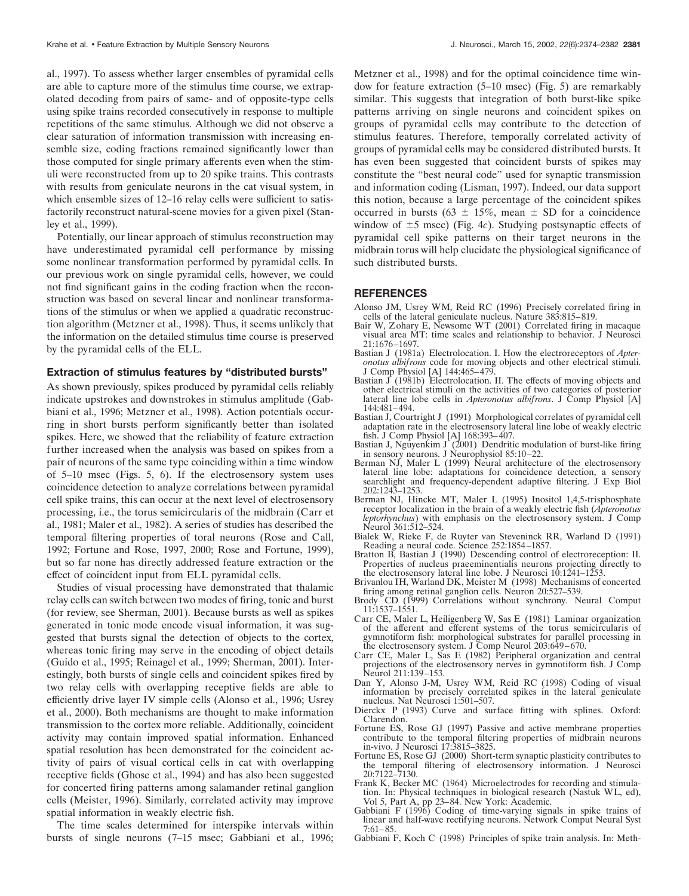al., 1997). To assess whether larger ensembles of pyramidal cells are able to capture more of the stimulus time course, we extrapolated decoding from pairs of same- and of opposite-type cells using spike trains recorded consecutively in response to multiple repetitions of the same stimulus. Although we did not observe a clear saturation of information transmission with increasing ensemble size, coding fractions remained significantly lower than those computed for single primary afferents even when the stimuli were reconstructed from up to 20 spike trains. This contrasts with results from geniculate neurons in the cat visual system, in which ensemble sizes of 12–16 relay cells were sufficient to satisfactorily reconstruct natural-scene movies for a given pixel (Stanley et al., 1999).

Potentially, our linear approach of stimulus reconstruction may have underestimated pyramidal cell performance by missing some nonlinear transformation performed by pyramidal cells. In our previous work on single pyramidal cells, however, we could not find significant gains in the coding fraction when the reconstruction was based on several linear and nonlinear transformations of the stimulus or when we applied a quadratic reconstruction algorithm (Metzner et al., 1998). Thus, it seems unlikely that the information on the detailed stimulus time course is preserved by the pyramidal cells of the ELL.

### Extraction of stimulus features by "distributed bursts"

As shown previously, spikes produced by pyramidal cells reliably indicate upstrokes and downstrokes in stimulus amplitude (Gabbiani et al., 1996; Metzner et al., 1998). Action potentials occurring in short bursts perform significantly better than isolated spikes. Here, we showed that the reliability of feature extraction further increased when the analysis was based on spikes from a pair of neurons of the same type coinciding within a time window of 5–10 msec (Figs. 5, 6). If the electrosensory system uses coincidence detection to analyze correlations between pyramidal cell spike trains, this can occur at the next level of electrosensory processing, i.e., the torus semicircularis of the midbrain (Carr et al., 1981; Maler et al., 1982). A series of studies has described the temporal filtering properties of toral neurons (Rose and Call, 1992; Fortune and Rose, 1997, 2000; Rose and Fortune, 1999), but so far none has directly addressed feature extraction or the effect of coincident input from ELL pyramidal cells.

Studies of visual processing have demonstrated that thalamic relay cells can switch between two modes of firing, tonic and burst (for review, see Sherman, 2001). Because bursts as well as spikes generated in tonic mode encode visual information, it was suggested that bursts signal the detection of objects to the cortex, whereas tonic firing may serve in the encoding of object details (Guido et al., 1995; Reinagel et al., 1999; Sherman, 2001). Interestingly, both bursts of single cells and coincident spikes fired by two relay cells with overlapping receptive fields are able to efficiently drive layer IV simple cells (Alonso et al., 1996; Usrey et al., 2000). Both mechanisms are thought to make information transmission to the cortex more reliable. Additionally, coincident activity may contain improved spatial information. Enhanced spatial resolution has been demonstrated for the coincident activity of pairs of visual cortical cells in cat with overlapping receptive fields (Ghose et al., 1994) and has also been suggested for concerted firing patterns among salamander retinal ganglion cells (Meister, 1996). Similarly, correlated activity may improve spatial information in weakly electric fish.

The time scales determined for interspike intervals within bursts of single neurons (7–15 msec; Gabbiani et al., 1996; Metzner et al., 1998) and for the optimal coincidence time window for feature extraction (5–10 msec) (Fig. 5) are remarkably similar. This suggests that integration of both burst-like spike patterns arriving on single neurons and coincident spikes on groups of pyramidal cells may contribute to the detection of stimulus features. Therefore, temporally correlated activity of groups of pyramidal cells may be considered distributed bursts. It has even been suggested that coincident bursts of spikes may constitute the "best neural code" used for synaptic transmission and information coding (Lisman, 1997). Indeed, our data support this notion, because a large percentage of the coincident spikes occurred in bursts ($63 \pm 15\%$, mean $\pm$ SD for a coincidence window of $\pm 5$ msec) (Fig. 4*c*). Studying postsynaptic effects of pyramidal cell spike patterns on their target neurons in the midbrain torus will help elucidate the physiological significance of such distributed bursts.

## REFERENCES

Alonso JM, Usrey WM, Reid RC (1996) Precisely correlated firing in cells of the lateral geniculate nucleus. Nature 383:815–819.

Bair W, Zohary E, Newsome WT (2001) Correlated firing in macaque visual area MT: time scales and relationship to behavior. J Neurosci 21:1676–1697.

Bastian J (1981a) Electrolocation. I. How the electroreceptors of *Apteronotus albifrons* code for moving objects and other electrical stimuli. J Comp Physiol [A] 144:465–479.

Bastian J (1981b) Electrolocation. II. The effects of moving objects and other electrical stimuli on the activities of two categories of posterior lateral line lobe cells in *Apteronotus albifrons*. J Comp Physiol [A] 144:481–494.

Bastian J, Courtright J (1991) Morphological correlates of pyramidal cell adaptation rate in the electrosensory lateral line lobe of weakly electric fish. J Comp Physiol [A] 168:393–407.

Bastian J, Nguyenkim J (2001) Dendritic modulation of burst-like firing in sensory neurons. J Neurophysiol 85:10–22.

Berman NJ, Maler L (1999) Neural architecture of the electrosensory lateral line lobe: adaptations for coincidence detection, a sensory searchlight and frequency-dependent adaptive filtering. J Exp Biol 202:1243–1253.

Berman NJ, Hincke MT, Maler L (1995) Inositol 1,4,5-trisphosphate receptor localization in the brain of a weakly electric fish (*Apteronotus leptorhynchus*) with emphasis on the electrosensory system. J Comp Neurol 361:512–524.

Bialek W, Rieke F, de Ruyter van Steveninck RR, Warland D (1991) Reading a neural code. Science 252:1854–1857.

Bratton B, Bastian J (1990) Descending control of electroreception: II. Properties of nucleus praeeminentialis neurons projecting directly to the electrosensory lateral line lobe. J Neurosci 10:1241–1253.

Brivanlou IH, Warland DK, Meister M (1998) Mechanisms of concerted firing among retinal ganglion cells. Neuron 20:527–539.

Brody CD (1999) Correlations without synchrony. Neural Comput 11:1537–1551.

Carr CE, Maler L, Heiligenberg W, Sas E (1981) Laminar organization of the afferent and efferent systems of the torus semicircularis of gymnotiform fish: morphological substrates for parallel processing in the electrosensory system. J Comp Neurol 203:649–670.

Carr CE, Maler L, Sas E (1982) Peripheral organization and central projections of the electrosensory nerves in gymnotiform fish. J Comp Neurol 211:139–153.

Dan Y, Alonso J-M, Usrey WM, Reid RC (1998) Coding of visual information by precisely correlated spikes in the lateral geniculate nucleus. Nat Neurosci 1:501–507.

Dierckx P (1993) Curve and surface fitting with splines. Oxford: Clarendon.

Fortune ES, Rose GJ (1997) Passive and active membrane properties contribute to the temporal filtering properties of midbrain neurons in-vivo. J Neurosci 17:3815–3825.

Fortune ES, Rose GJ (2000) Short-term synaptic plasticity contributes to the temporal filtering of electrosensory information. J Neurosci 20:7122–7130.

Frank K, Becker MC (1964) Microelectrodes for recording and stimulation. In: Physical techniques in biological research (Nastuk WL, ed), Vol 5, Part A, pp 23–84. New York: Academic.

Gabbiani F (1996) Coding of time-varying signals in spike trains of linear and half-wave rectifying neurons. Network Comput Neural Syst 7:61–85.

Gabbiani F, Koch C (1998) Principles of spike train analysis. In: Meth-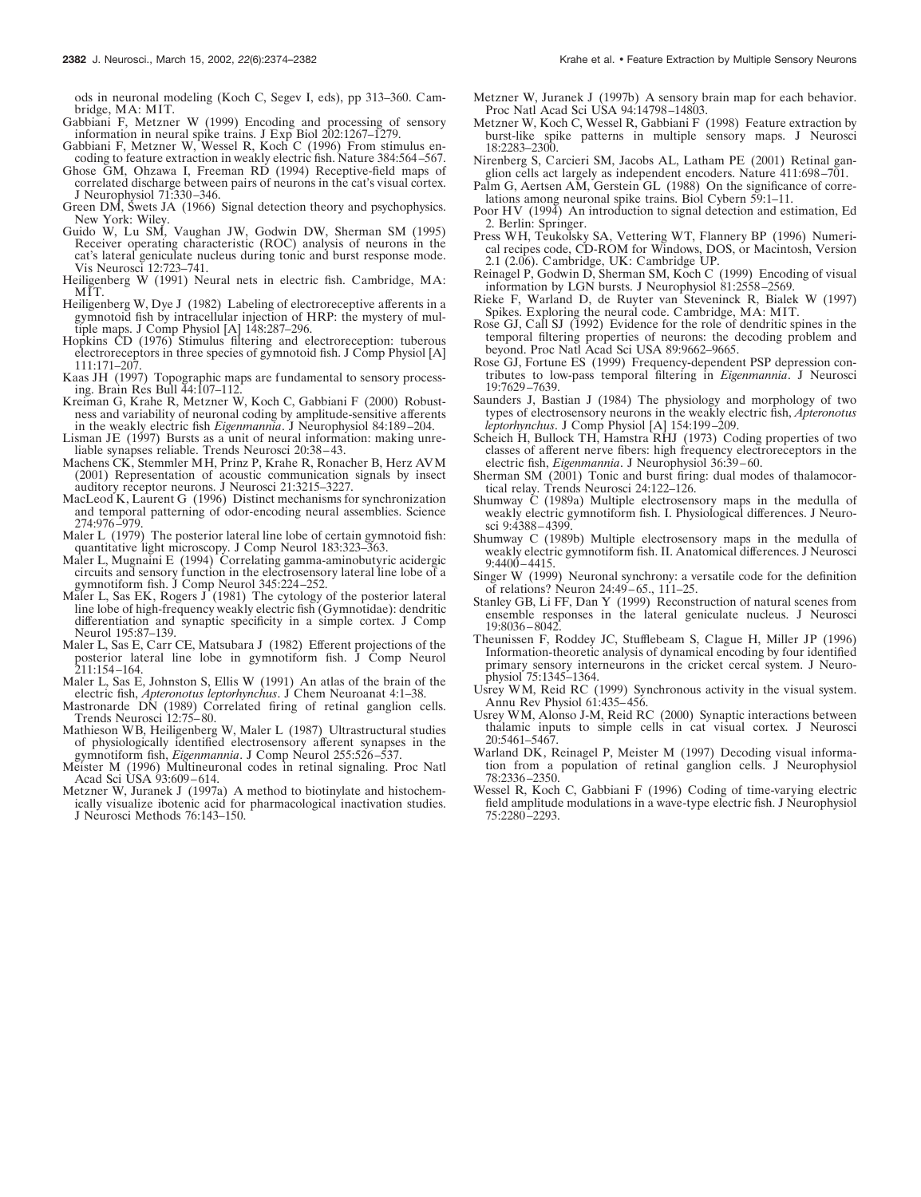ods in neuronal modeling (Koch C, Segev I, eds), pp 313–360. Cambridge, MA: MIT.

Gabbiani F, Metzner W (1999) Encoding and processing of sensory information in neural spike trains. J Exp Biol 202:1267–1279.

Gabbiani F, Metzner W, Wessel R, Koch C (1996) From stimulus encoding to feature extraction in weakly electric fish. Nature 384:564–567.

Ghose GM, Ohzawa I, Freeman RD (1994) Receptive-field maps of correlated discharge between pairs of neurons in the cat's visual cortex. J Neurophysiol 71:330–346.

Green DM, Swets JA (1966) Signal detection theory and psychophysics. New York: Wiley.

Guido W, Lu SM, Vaughan JW, Godwin DW, Sherman SM (1995) Receiver operating characteristic (ROC) analysis of neurons in the cat's lateral geniculate nucleus during tonic and burst response mode. Vis Neurosci 12:723–741.

Heiligenberg W (1991) Neural nets in electric fish. Cambridge, MA: MIT.

Heiligenberg W, Dye J (1982) Labeling of electroreceptive afferents in a gymnotoid fish by intracellular injection of HRP: the mystery of multiple maps. J Comp Physiol [A] 148:287–296.

Hopkins CD (1976) Stimulus filtering and electroreception: tuberous electroreceptors in three species of gymnotoid fish. J Comp Physiol [A] 111:171–207.

Kaas JH (1997) Topographic maps are fundamental to sensory processing. Brain Res Bull 44:107–112.

Kreiman G, Krahe R, Metzner W, Koch C, Gabbiani F (2000) Robustness and variability of neuronal coding by amplitude-sensitive afferents in the weakly electric fish *Eigenmannia*. J Neurophysiol 84:189–204.

Lisman JE (1997) Bursts as a unit of neural information: making unreliable synapses reliable. Trends Neurosci 20:38–43.

Machens CK, Stemmler MH, Prinz P, Krahe R, Ronacher B, Herz AVM (2001) Representation of acoustic communication signals by insect auditory receptor neurons. J Neurosci 21:3215–3227.

MacLeod K, Laurent G (1996) Distinct mechanisms for synchronization and temporal patterning of odor-encoding neural assemblies. Science 274:976–979.

Maler L (1979) The posterior lateral line lobe of certain gymnotoid fish: quantitative light microscopy. J Comp Neurol 183:323–363.

Maler L, Mugnaini E (1994) Correlating gamma-aminobutyric acidergic circuits and sensory function in the electrosensory lateral line lobe of a gymnotiform fish. J Comp Neurol 345:224–252.

Maler L, Sas EK, Rogers J (1981) The cytology of the posterior lateral line lobe of high-frequency weakly electric fish (Gymnotidae): dendritic differentiation and synaptic specificity in a simple cortex. J Comp Neurol 195:87–139.

Maler L, Sas E, Carr CE, Matsubara J (1982) Efferent projections of the posterior lateral line lobe in gymnotiform fish. J Comp Neurol 211:154–164.

Maler L, Sas E, Johnston S, Ellis W (1991) An atlas of the brain of the electric fish, *Apteronotus leptorhynchus*. J Chem Neuroanat 4:1–38.

Mastronarde DN (1989) Correlated firing of retinal ganglion cells. Trends Neurosci 12:75–80.

Mathieson WB, Heiligenberg W, Maler L (1987) Ultrastructural studies of physiologically identified electrosensory afferent synapses in the gymnotiform fish, *Eigenmannia*. J Comp Neurol 255:526–537.

Meister M (1996) Multineuronal codes in retinal signaling. Proc Natl Acad Sci USA 93:609–614.

Metzner W, Juranek J (1997a) A method to biotinylate and histochemically visualize ibotenic acid for pharmacological inactivation studies. J Neurosci Methods 76:143–150.

Metzner W, Juranek J (1997b) A sensory brain map for each behavior. Proc Natl Acad Sci USA 94:14798–14803.

Metzner W, Koch C, Wessel R, Gabbiani F (1998) Feature extraction by burst-like spike patterns in multiple sensory maps. J Neurosci 18:2283–2300.

Nirenberg S, Carcieri SM, Jacobs AL, Latham PE (2001) Retinal ganglion cells act largely as independent encoders. Nature 411:698–701.

Palm G, Aertsen AM, Gerstein GL (1988) On the significance of correlations among neuronal spike trains. Biol Cybern 59:1–11.

Poor HV (1994) An introduction to signal detection and estimation, Ed 2. Berlin: Springer.

Press WH, Teukolsky SA, Vettering WT, Flannery BP (1996) Numerical recipes code, CD-ROM for Windows, DOS, or Macintosh, Version 2.1 (2.06). Cambridge, UK: Cambridge UP.

Reinagel P, Godwin D, Sherman SM, Koch C (1999) Encoding of visual information by LGN bursts. J Neurophysiol 81:2558–2569.

Rieke F, Warland D, de Ruyter van Steveninck R, Bialek W (1997) Spikes. Exploring the neural code. Cambridge, MA: MIT.

Rose GJ, Call SJ (1992) Evidence for the role of dendritic spines in the temporal filtering properties of neurons: the decoding problem and beyond. Proc Natl Acad Sci USA 89:9662–9665.

Rose GJ, Fortune ES (1999) Frequency-dependent PSP depression contributes to low-pass temporal filtering in *Eigenmannia*. J Neurosci 19:7629–7639.

Saunders J, Bastian J (1984) The physiology and morphology of two types of electrosensory neurons in the weakly electric fish, *Apteronotus leptorhynchus*. J Comp Physiol [A] 154:199–209.

Scheich H, Bullock TH, Hamstra RHJ (1973) Coding properties of two classes of afferent nerve fibers: high frequency electroreceptors in the electric fish, *Eigenmannia*. J Neurophysiol 36:39–60.

Sherman SM (2001) Tonic and burst firing: dual modes of thalamocortical relay. Trends Neurosci 24:122–126.

Shumway C (1989a) Multiple electrosensory maps in the medulla of weakly electric gymnotiform fish. I. Physiological differences. J Neurosci 9:4388–4399.

Shumway C (1989b) Multiple electrosensory maps in the medulla of weakly electric gymnotiform fish. II. Anatomical differences. J Neurosci 9:4400–4415.

Singer W (1999) Neuronal synchrony: a versatile code for the definition of relations? Neuron 24:49–65., 111–25.

Stanley GB, Li FF, Dan Y (1999) Reconstruction of natural scenes from ensemble responses in the lateral geniculate nucleus. J Neurosci 19:8036–8042.

Theunissen F, Roddey JC, Stufflebeam S, Clague H, Miller JP (1996) Information-theoretic analysis of dynamical encoding by four identified primary sensory interneurons in the cricket cercal system. J Neurophysiol 75:1345–1364.

Usrey WM, Reid RC (1999) Synchronous activity in the visual system. Annu Rev Physiol 61:435–456.

Usrey WM, Alonso J-M, Reid RC (2000) Synaptic interactions between thalamic inputs to simple cells in cat visual cortex. J Neurosci 20:5461–5467.

Warland DK, Reinagel P, Meister M (1997) Decoding visual information from a population of retinal ganglion cells. J Neurophysiol 78:2336–2350.

Wessel R, Koch C, Gabbiani F (1996) Coding of time-varying electric field amplitude modulations in a wave-type electric fish. J Neurophysiol 75:2280–2293.